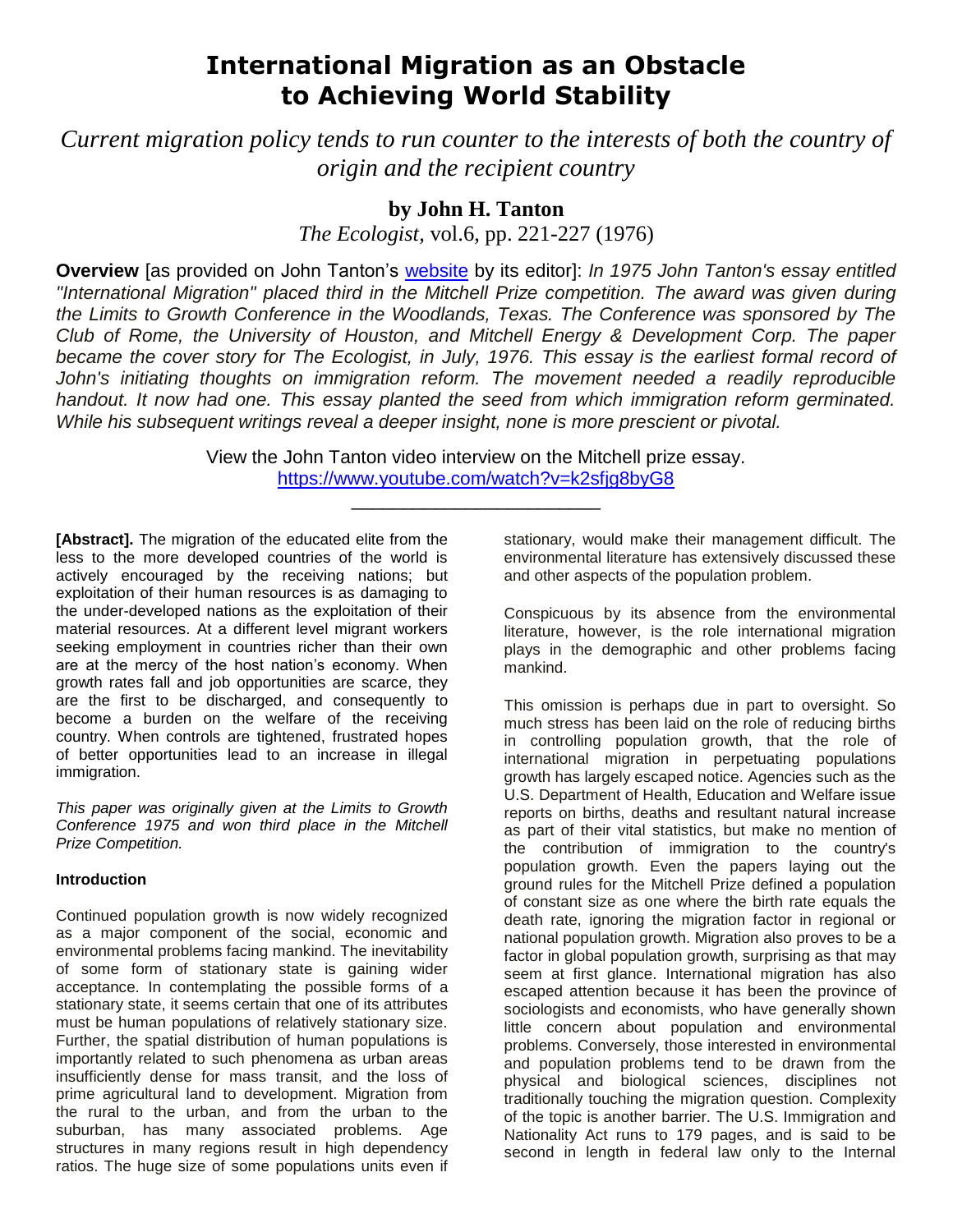# International Migration as an Obstacle to Achieving World Stability

*Current migration policy tends to run counter to the interests of both the country of origin and the recipient country*

**by John H. Tanton**

*The Ecologist*, vol.6, pp. 221-227 (1976)

**Overview** [as provided on John Tanton's website by its editor]: *In 1975 John Tanton's essay entitled "International Migration" placed third in the Mitchell Prize competition. The award was given during the Limits to Growth Conference in the Woodlands, Texas. The Conference was sponsored by The Club of Rome, the University of Houston, and Mitchell Energy & Development Corp. The paper became the cover story for The Ecologist, in July, 1976. This essay is the earliest formal record of John's initiating thoughts on immigration reform. The movement needed a readily reproducible handout. It now had one. This essay planted the seed from which immigration reform germinated. While his subsequent writings reveal a deeper insight, none is more prescient or pivotal.*

View the John Tanton video interview on the Mitchell prize essay.
https://www.youtube.com/watch?v=k2sfjg8byG8

---

**[Abstract].** The migration of the educated elite from the less to the more developed countries of the world is actively encouraged by the receiving nations; but exploitation of their human resources is as damaging to the under-developed nations as the exploitation of their material resources. At a different level migrant workers seeking employment in countries richer than their own are at the mercy of the host nation's economy. When growth rates fall and job opportunities are scarce, they are the first to be discharged, and consequently to become a burden on the welfare of the receiving country. When controls are tightened, frustrated hopes of better opportunities lead to an increase in illegal immigration.

*This paper was originally given at the Limits to Growth Conference 1975 and won third place in the Mitchell Prize Competition.*

#### Introduction

Continued population growth is now widely recognized as a major component of the social, economic and environmental problems facing mankind. The inevitability of some form of stationary state is gaining wider acceptance. In contemplating the possible forms of a stationary state, it seems certain that one of its attributes must be human populations of relatively stationary size. Further, the spatial distribution of human populations is importantly related to such phenomena as urban areas insufficiently dense for mass transit, and the loss of prime agricultural land to development. Migration from the rural to the urban, and from the urban to the suburban, has many associated problems. Age structures in many regions result in high dependency ratios. The huge size of some populations units even if stationary, would make their management difficult. The environmental literature has extensively discussed these and other aspects of the population problem.

Conspicuous by its absence from the environmental literature, however, is the role international migration plays in the demographic and other problems facing mankind.

This omission is perhaps due in part to oversight. So much stress has been laid on the role of reducing births in controlling population growth, that the role of international migration in perpetuating populations growth has largely escaped notice. Agencies such as the U.S. Department of Health, Education and Welfare issue reports on births, deaths and resultant natural increase as part of their vital statistics, but make no mention of the contribution of immigration to the country's population growth. Even the papers laying out the ground rules for the Mitchell Prize defined a population of constant size as one where the birth rate equals the death rate, ignoring the migration factor in regional or national population growth. Migration also proves to be a factor in global population growth, surprising as that may seem at first glance. International migration has also escaped attention because it has been the province of sociologists and economists, who have generally shown little concern about population and environmental problems. Conversely, those interested in environmental and population problems tend to be drawn from the physical and biological sciences, disciplines not traditionally touching the migration question. Complexity of the topic is another barrier. The U.S. Immigration and Nationality Act runs to 179 pages, and is said to be second in length in federal law only to the Internal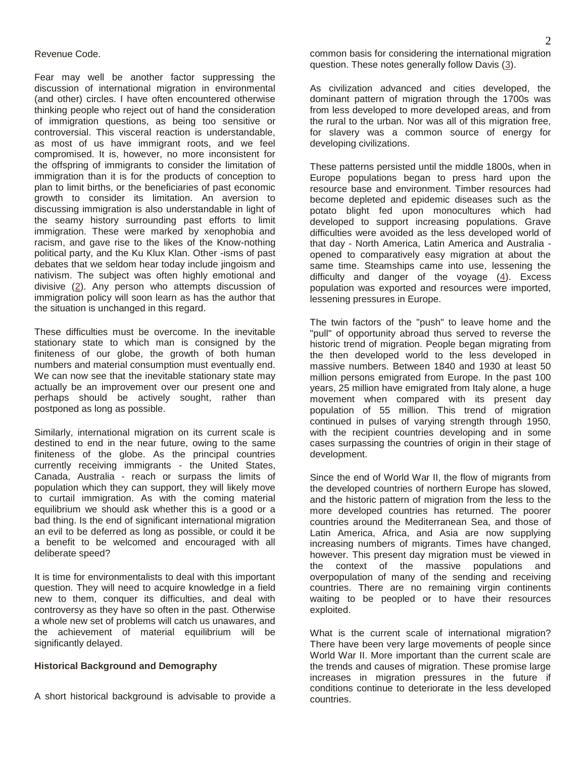Revenue Code.

Fear may well be another factor suppressing the discussion of international migration in environmental (and other) circles. I have often encountered otherwise thinking people who reject out of hand the consideration of immigration questions, as being too sensitive or controversial. This visceral reaction is understandable, as most of us have immigrant roots, and we feel compromised. It is, however, no more inconsistent for the offspring of immigrants to consider the limitation of immigration than it is for the products of conception to plan to limit births, or the beneficiaries of past economic growth to consider its limitation. An aversion to discussing immigration is also understandable in light of the seamy history surrounding past efforts to limit immigration. These were marked by xenophobia and racism, and gave rise to the likes of the Know-nothing political party, and the Ku Klux Klan. Other -isms of past debates that we seldom hear today include jingoism and nativism. The subject was often highly emotional and divisive (2). Any person who attempts discussion of immigration policy will soon learn as has the author that the situation is unchanged in this regard.

These difficulties must be overcome. In the inevitable stationary state to which man is consigned by the finiteness of our globe, the growth of both human numbers and material consumption must eventually end. We can now see that the inevitable stationary state may actually be an improvement over our present one and perhaps should be actively sought, rather than postponed as long as possible.

Similarly, international migration on its current scale is destined to end in the near future, owing to the same finiteness of the globe. As the principal countries currently receiving immigrants - the United States, Canada, Australia - reach or surpass the limits of population which they can support, they will likely move to curtail immigration. As with the coming material equilibrium we should ask whether this is a good or a bad thing. Is the end of significant international migration an evil to be deferred as long as possible, or could it be a benefit to be welcomed and encouraged with all deliberate speed?

It is time for environmentalists to deal with this important question. They will need to acquire knowledge in a field new to them, conquer its difficulties, and deal with controversy as they have so often in the past. Otherwise a whole new set of problems will catch us unawares, and the achievement of material equilibrium will be significantly delayed.

**Historical Background and Demography**

A short historical background is advisable to provide a common basis for considering the international migration question. These notes generally follow Davis (3).

As civilization advanced and cities developed, the dominant pattern of migration through the 1700s was from less developed to more developed areas, and from the rural to the urban. Nor was all of this migration free, for slavery was a common source of energy for developing civilizations.

These patterns persisted until the middle 1800s, when in Europe populations began to press hard upon the resource base and environment. Timber resources had become depleted and epidemic diseases such as the potato blight fed upon monocultures which had developed to support increasing populations. Grave difficulties were avoided as the less developed world of that day - North America, Latin America and Australia - opened to comparatively easy migration at about the same time. Steamships came into use, lessening the difficulty and danger of the voyage (4). Excess population was exported and resources were imported, lessening pressures in Europe.

The twin factors of the "push" to leave home and the "pull" of opportunity abroad thus served to reverse the historic trend of migration. People began migrating from the then developed world to the less developed in massive numbers. Between 1840 and 1930 at least 50 million persons emigrated from Europe. In the past 100 years, 25 million have emigrated from Italy alone, a huge movement when compared with its present day population of 55 million. This trend of migration continued in pulses of varying strength through 1950, with the recipient countries developing and in some cases surpassing the countries of origin in their stage of development.

Since the end of World War II, the flow of migrants from the developed countries of northern Europe has slowed, and the historic pattern of migration from the less to the more developed countries has returned. The poorer countries around the Mediterranean Sea, and those of Latin America, Africa, and Asia are now supplying increasing numbers of migrants. Times have changed, however. This present day migration must be viewed in the context of the massive populations and overpopulation of many of the sending and receiving countries. There are no remaining virgin continents waiting to be peopled or to have their resources exploited.

What is the current scale of international migration? There have been very large movements of people since World War II. More important than the current scale are the trends and causes of migration. These promise large increases in migration pressures in the future if conditions continue to deteriorate in the less developed countries.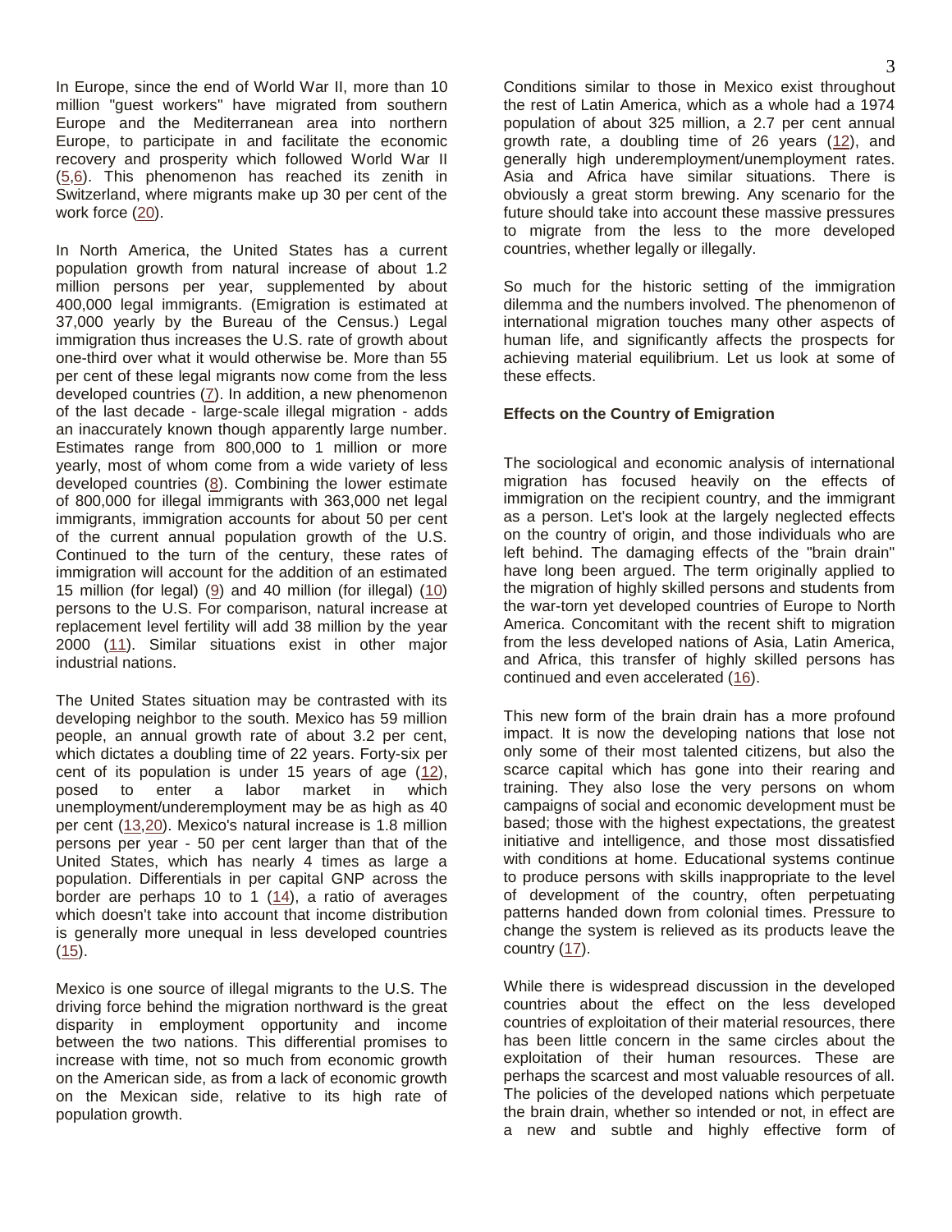In Europe, since the end of World War II, more than 10 million "guest workers" have migrated from southern Europe and the Mediterranean area into northern Europe, to participate in and facilitate the economic recovery and prosperity which followed World War II (5,6). This phenomenon has reached its zenith in Switzerland, where migrants make up 30 per cent of the work force (20).

In North America, the United States has a current population growth from natural increase of about 1.2 million persons per year, supplemented by about 400,000 legal immigrants. (Emigration is estimated at 37,000 yearly by the Bureau of the Census.) Legal immigration thus increases the U.S. rate of growth about one-third over what it would otherwise be. More than 55 per cent of these legal migrants now come from the less developed countries (7). In addition, a new phenomenon of the last decade - large-scale illegal migration - adds an inaccurately known though apparently large number. Estimates range from 800,000 to 1 million or more yearly, most of whom come from a wide variety of less developed countries (8). Combining the lower estimate of 800,000 for illegal immigrants with 363,000 net legal immigrants, immigration accounts for about 50 per cent of the current annual population growth of the U.S. Continued to the turn of the century, these rates of immigration will account for the addition of an estimated 15 million (for legal) (9) and 40 million (for illegal) (10) persons to the U.S. For comparison, natural increase at replacement level fertility will add 38 million by the year 2000 (11). Similar situations exist in other major industrial nations.

The United States situation may be contrasted with its developing neighbor to the south. Mexico has 59 million people, an annual growth rate of about 3.2 per cent, which dictates a doubling time of 22 years. Forty-six per cent of its population is under 15 years of age (12), posed to enter a labor market in which unemployment/underemployment may be as high as 40 per cent (13,20). Mexico's natural increase is 1.8 million persons per year - 50 per cent larger than that of the United States, which has nearly 4 times as large a population. Differentials in per capital GNP across the border are perhaps 10 to 1 (14), a ratio of averages which doesn't take into account that income distribution is generally more unequal in less developed countries (15).

Mexico is one source of illegal migrants to the U.S. The driving force behind the migration northward is the great disparity in employment opportunity and income between the two nations. This differential promises to increase with time, not so much from economic growth on the American side, as from a lack of economic growth on the Mexican side, relative to its high rate of population growth.

Conditions similar to those in Mexico exist throughout the rest of Latin America, which as a whole had a 1974 population of about 325 million, a 2.7 per cent annual growth rate, a doubling time of 26 years (12), and generally high underemployment/unemployment rates. Asia and Africa have similar situations. There is obviously a great storm brewing. Any scenario for the future should take into account these massive pressures to migrate from the less to the more developed countries, whether legally or illegally.

So much for the historic setting of the immigration dilemma and the numbers involved. The phenomenon of international migration touches many other aspects of human life, and significantly affects the prospects for achieving material equilibrium. Let us look at some of these effects.

### Effects on the Country of Emigration

The sociological and economic analysis of international migration has focused heavily on the effects of immigration on the recipient country, and the immigrant as a person. Let's look at the largely neglected effects on the country of origin, and those individuals who are left behind. The damaging effects of the "brain drain" have long been argued. The term originally applied to the migration of highly skilled persons and students from the war-torn yet developed countries of Europe to North America. Concomitant with the recent shift to migration from the less developed nations of Asia, Latin America, and Africa, this transfer of highly skilled persons has continued and even accelerated (16).

This new form of the brain drain has a more profound impact. It is now the developing nations that lose not only some of their most talented citizens, but also the scarce capital which has gone into their rearing and training. They also lose the very persons on whom campaigns of social and economic development must be based; those with the highest expectations, the greatest initiative and intelligence, and those most dissatisfied with conditions at home. Educational systems continue to produce persons with skills inappropriate to the level of development of the country, often perpetuating patterns handed down from colonial times. Pressure to change the system is relieved as its products leave the country (17).

While there is widespread discussion in the developed countries about the effect on the less developed countries of exploitation of their material resources, there has been little concern in the same circles about the exploitation of their human resources. These are perhaps the scarcest and most valuable resources of all. The policies of the developed nations which perpetuate the brain drain, whether so intended or not, in effect are a new and subtle and highly effective form of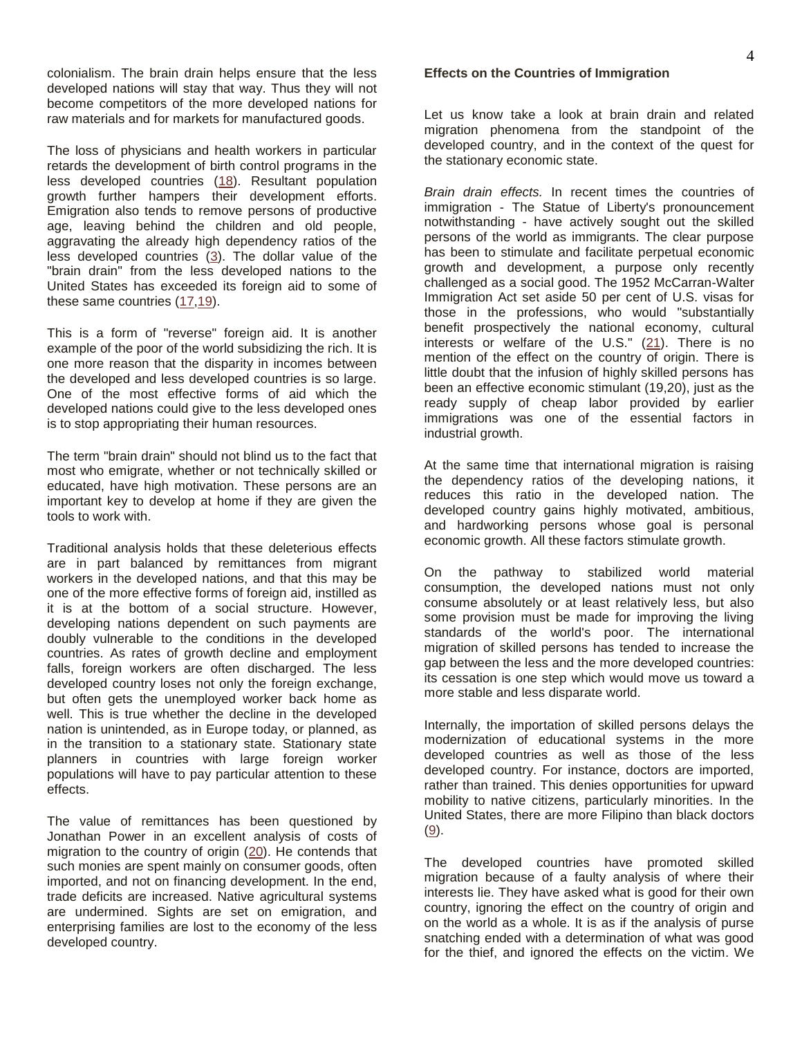colonialism. The brain drain helps ensure that the less developed nations will stay that way. Thus they will not become competitors of the more developed nations for raw materials and for markets for manufactured goods.

The loss of physicians and health workers in particular retards the development of birth control programs in the less developed countries (18). Resultant population growth further hampers their development efforts. Emigration also tends to remove persons of productive age, leaving behind the children and old people, aggravating the already high dependency ratios of the less developed countries (3). The dollar value of the "brain drain" from the less developed nations to the United States has exceeded its foreign aid to some of these same countries (17,19).

This is a form of "reverse" foreign aid. It is another example of the poor of the world subsidizing the rich. It is one more reason that the disparity in incomes between the developed and less developed countries is so large. One of the most effective forms of aid which the developed nations could give to the less developed ones is to stop appropriating their human resources.

The term "brain drain" should not blind us to the fact that most who emigrate, whether or not technically skilled or educated, have high motivation. These persons are an important key to develop at home if they are given the tools to work with.

Traditional analysis holds that these deleterious effects are in part balanced by remittances from migrant workers in the developed nations, and that this may be one of the more effective forms of foreign aid, instilled as it is at the bottom of a social structure. However, developing nations dependent on such payments are doubly vulnerable to the conditions in the developed countries. As rates of growth decline and employment falls, foreign workers are often discharged. The less developed country loses not only the foreign exchange, but often gets the unemployed worker back home as well. This is true whether the decline in the developed nation is unintended, as in Europe today, or planned, as in the transition to a stationary state. Stationary state planners in countries with large foreign worker populations will have to pay particular attention to these effects.

The value of remittances has been questioned by Jonathan Power in an excellent analysis of costs of migration to the country of origin (20). He contends that such monies are spent mainly on consumer goods, often imported, and not on financing development. In the end, trade deficits are increased. Native agricultural systems are undermined. Sights are set on emigration, and enterprising families are lost to the economy of the less developed country.

**Effects on the Countries of Immigration**

Let us know take a look at brain drain and related migration phenomena from the standpoint of the developed country, and in the context of the quest for the stationary economic state.

*Brain drain effects.* In recent times the countries of immigration - The Statue of Liberty's pronouncement notwithstanding - have actively sought out the skilled persons of the world as immigrants. The clear purpose has been to stimulate and facilitate perpetual economic growth and development, a purpose only recently challenged as a social good. The 1952 McCarran-Walter Immigration Act set aside 50 per cent of U.S. visas for those in the professions, who would "substantially benefit prospectively the national economy, cultural interests or welfare of the U.S." (21). There is no mention of the effect on the country of origin. There is little doubt that the infusion of highly skilled persons has been an effective economic stimulant (19,20), just as the ready supply of cheap labor provided by earlier immigrations was one of the essential factors in industrial growth.

At the same time that international migration is raising the dependency ratios of the developing nations, it reduces this ratio in the developed nation. The developed country gains highly motivated, ambitious, and hardworking persons whose goal is personal economic growth. All these factors stimulate growth.

On the pathway to stabilized world material consumption, the developed nations must not only consume absolutely or at least relatively less, but also some provision must be made for improving the living standards of the world's poor. The international migration of skilled persons has tended to increase the gap between the less and the more developed countries: its cessation is one step which would move us toward a more stable and less disparate world.

Internally, the importation of skilled persons delays the modernization of educational systems in the more developed countries as well as those of the less developed country. For instance, doctors are imported, rather than trained. This denies opportunities for upward mobility to native citizens, particularly minorities. In the United States, there are more Filipino than black doctors (9).

The developed countries have promoted skilled migration because of a faulty analysis of where their interests lie. They have asked what is good for their own country, ignoring the effect on the country of origin and on the world as a whole. It is as if the analysis of purse snatching ended with a determination of what was good for the thief, and ignored the effects on the victim. We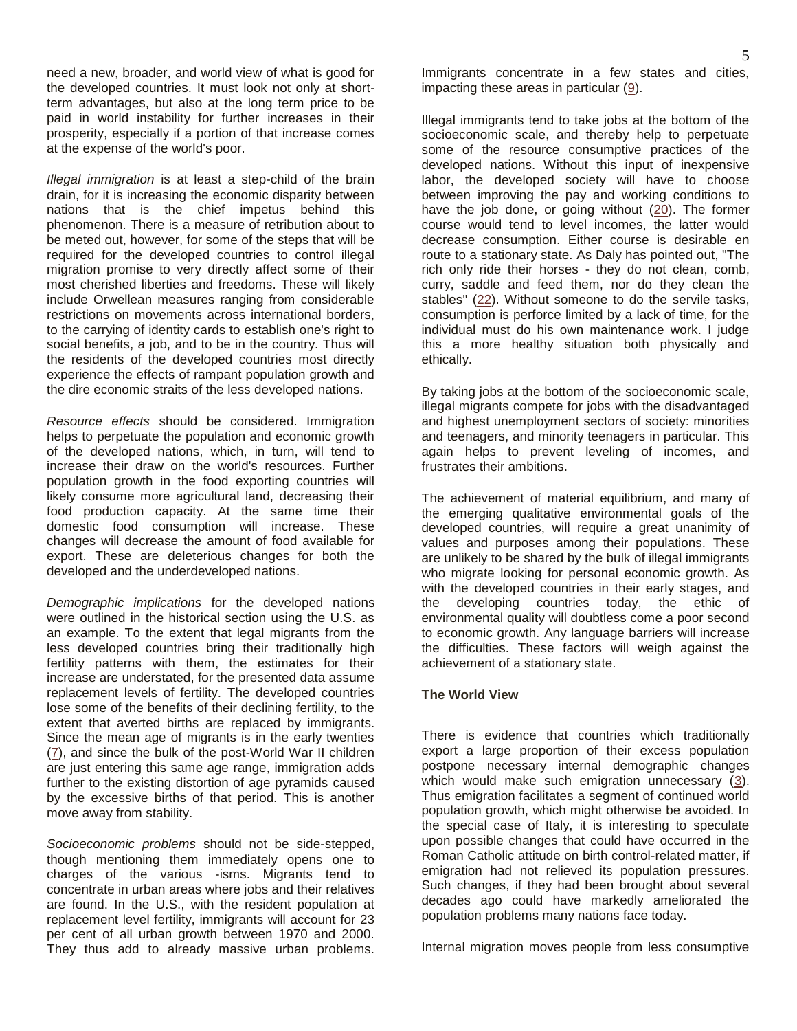need a new, broader, and world view of what is good for the developed countries. It must look not only at short-term advantages, but also at the long term price to be paid in world instability for further increases in their prosperity, especially if a portion of that increase comes at the expense of the world's poor.

*Illegal immigration* is at least a step-child of the brain drain, for it is increasing the economic disparity between nations that is the chief impetus behind this phenomenon. There is a measure of retribution about to be meted out, however, for some of the steps that will be required for the developed countries to control illegal migration promise to very directly affect some of their most cherished liberties and freedoms. These will likely include Orwellean measures ranging from considerable restrictions on movements across international borders, to the carrying of identity cards to establish one's right to social benefits, a job, and to be in the country. Thus will the residents of the developed countries most directly experience the effects of rampant population growth and the dire economic straits of the less developed nations.

*Resource effects* should be considered. Immigration helps to perpetuate the population and economic growth of the developed nations, which, in turn, will tend to increase their draw on the world's resources. Further population growth in the food exporting countries will likely consume more agricultural land, decreasing their food production capacity. At the same time their domestic food consumption will increase. These changes will decrease the amount of food available for export. These are deleterious changes for both the developed and the underdeveloped nations.

*Demographic implications* for the developed nations were outlined in the historical section using the U.S. as an example. To the extent that legal migrants from the less developed countries bring their traditionally high fertility patterns with them, the estimates for their increase are understated, for the presented data assume replacement levels of fertility. The developed countries lose some of the benefits of their declining fertility, to the extent that averted births are replaced by immigrants. Since the mean age of migrants is in the early twenties (7), and since the bulk of the post-World War II children are just entering this same age range, immigration adds further to the existing distortion of age pyramids caused by the excessive births of that period. This is another move away from stability.

*Socioeconomic problems* should not be side-stepped, though mentioning them immediately opens one to charges of the various -isms. Migrants tend to concentrate in urban areas where jobs and their relatives are found. In the U.S., with the resident population at replacement level fertility, immigrants will account for 23 per cent of all urban growth between 1970 and 2000. They thus add to already massive urban problems. Immigrants concentrate in a few states and cities, impacting these areas in particular (9).

Illegal immigrants tend to take jobs at the bottom of the socioeconomic scale, and thereby help to perpetuate some of the resource consumptive practices of the developed nations. Without this input of inexpensive labor, the developed society will have to choose between improving the pay and working conditions to have the job done, or going without (20). The former course would tend to level incomes, the latter would decrease consumption. Either course is desirable en route to a stationary state. As Daly has pointed out, "The rich only ride their horses - they do not clean, comb, curry, saddle and feed them, nor do they clean the stables" (22). Without someone to do the servile tasks, consumption is perforce limited by a lack of time, for the individual must do his own maintenance work. I judge this a more healthy situation both physically and ethically.

By taking jobs at the bottom of the socioeconomic scale, illegal migrants compete for jobs with the disadvantaged and highest unemployment sectors of society: minorities and teenagers, and minority teenagers in particular. This again helps to prevent leveling of incomes, and frustrates their ambitions.

The achievement of material equilibrium, and many of the emerging qualitative environmental goals of the developed countries, will require a great unanimity of values and purposes among their populations. These are unlikely to be shared by the bulk of illegal immigrants who migrate looking for personal economic growth. As with the developed countries in their early stages, and the developing countries today, the ethic of environmental quality will doubtless come a poor second to economic growth. Any language barriers will increase the difficulties. These factors will weigh against the achievement of a stationary state.

**The World View**

There is evidence that countries which traditionally export a large proportion of their excess population postpone necessary internal demographic changes which would make such emigration unnecessary (3). Thus emigration facilitates a segment of continued world population growth, which might otherwise be avoided. In the special case of Italy, it is interesting to speculate upon possible changes that could have occurred in the Roman Catholic attitude on birth control-related matter, if emigration had not relieved its population pressures. Such changes, if they had been brought about several decades ago could have markedly ameliorated the population problems many nations face today.

Internal migration moves people from less consumptive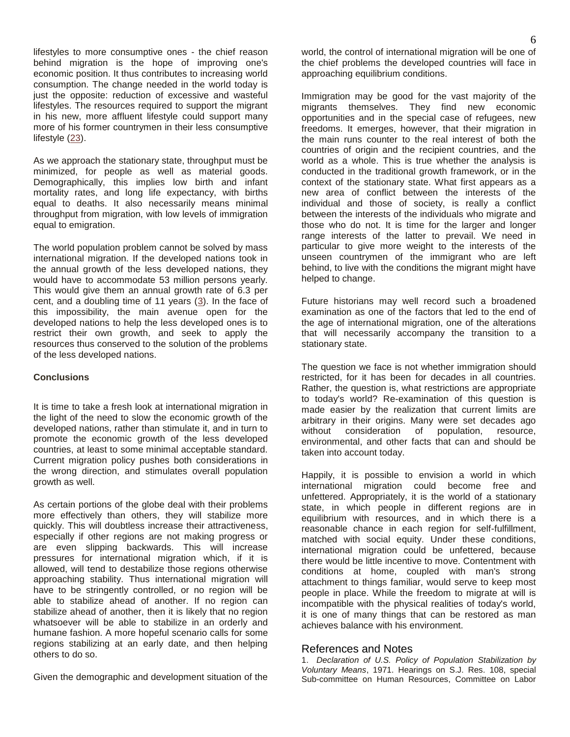lifestyles to more consumptive ones - the chief reason behind migration is the hope of improving one's economic position. It thus contributes to increasing world consumption. The change needed in the world today is just the opposite: reduction of excessive and wasteful lifestyles. The resources required to support the migrant in his new, more affluent lifestyle could support many more of his former countrymen in their less consumptive lifestyle (23).

As we approach the stationary state, throughput must be minimized, for people as well as material goods. Demographically, this implies low birth and infant mortality rates, and long life expectancy, with births equal to deaths. It also necessarily means minimal throughput from migration, with low levels of immigration equal to emigration.

The world population problem cannot be solved by mass international migration. If the developed nations took in the annual growth of the less developed nations, they would have to accommodate 53 million persons yearly. This would give them an annual growth rate of 6.3 per cent, and a doubling time of 11 years (3). In the face of this impossibility, the main avenue open for the developed nations to help the less developed ones is to restrict their own growth, and seek to apply the resources thus conserved to the solution of the problems of the less developed nations.

**Conclusions**

It is time to take a fresh look at international migration in the light of the need to slow the economic growth of the developed nations, rather than stimulate it, and in turn to promote the economic growth of the less developed countries, at least to some minimal acceptable standard. Current migration policy pushes both considerations in the wrong direction, and stimulates overall population growth as well.

As certain portions of the globe deal with their problems more effectively than others, they will stabilize more quickly. This will doubtless increase their attractiveness, especially if other regions are not making progress or are even slipping backwards. This will increase pressures for international migration which, if it is allowed, will tend to destabilize those regions otherwise approaching stability. Thus international migration will have to be stringently controlled, or no region will be able to stabilize ahead of another. If no region can stabilize ahead of another, then it is likely that no region whatsoever will be able to stabilize in an orderly and humane fashion. A more hopeful scenario calls for some regions stabilizing at an early date, and then helping others to do so.

Given the demographic and development situation of the world, the control of international migration will be one of the chief problems the developed countries will face in approaching equilibrium conditions.

Immigration may be good for the vast majority of the migrants themselves. They find new economic opportunities and in the special case of refugees, new freedoms. It emerges, however, that their migration in the main runs counter to the real interest of both the countries of origin and the recipient countries, and the world as a whole. This is true whether the analysis is conducted in the traditional growth framework, or in the context of the stationary state. What first appears as a new area of conflict between the interests of the individual and those of society, is really a conflict between the interests of the individuals who migrate and those who do not. It is time for the larger and longer range interests of the latter to prevail. We need in particular to give more weight to the interests of the unseen countrymen of the immigrant who are left behind, to live with the conditions the migrant might have helped to change.

Future historians may well record such a broadened examination as one of the factors that led to the end of the age of international migration, one of the alterations that will necessarily accompany the transition to a stationary state.

The question we face is not whether immigration should restricted, for it has been for decades in all countries. Rather, the question is, what restrictions are appropriate to today's world? Re-examination of this question is made easier by the realization that current limits are arbitrary in their origins. Many were set decades ago without consideration of population, resource, environmental, and other facts that can and should be taken into account today.

Happily, it is possible to envision a world in which international migration could become free and unfettered. Appropriately, it is the world of a stationary state, in which people in different regions are in equilibrium with resources, and in which there is a reasonable chance in each region for self-fulfillment, matched with social equity. Under these conditions, international migration could be unfettered, because there would be little incentive to move. Contentment with conditions at home, coupled with man's strong attachment to things familiar, would serve to keep most people in place. While the freedom to migrate at will is incompatible with the physical realities of today's world, it is one of many things that can be restored as man achieves balance with his environment.

## References and Notes

1. *Declaration of U.S. Policy of Population Stabilization by Voluntary Means*, 1971. Hearings on S.J. Res. 108, special Sub-committee on Human Resources, Committee on Labor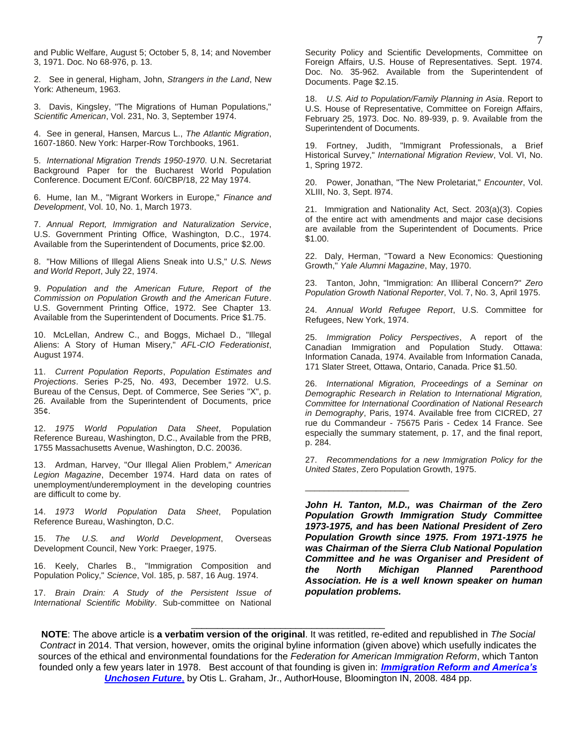and Public Welfare, August 5; October 5, 8, 14; and November 3, 1971. Doc. No 68-976, p. 13.

2. See in general, Higham, John, *Strangers in the Land*, New York: Atheneum, 1963.

3. Davis, Kingsley, "The Migrations of Human Populations," *Scientific American*, Vol. 231, No. 3, September 1974.

4. See in general, Hansen, Marcus L., *The Atlantic Migration*, 1607-1860. New York: Harper-Row Torchbooks, 1961.

5. *International Migration Trends 1950-1970*. U.N. Secretariat Background Paper for the Bucharest World Population Conference. Document E/Conf. 60/CBP/18, 22 May 1974.

6. Hume, Ian M., "Migrant Workers in Europe," *Finance and Development*, Vol. 10, No. 1, March 1973.

7. *Annual Report, Immigration and Naturalization Service*, U.S. Government Printing Office, Washington, D.C., 1974. Available from the Superintendent of Documents, price $2.00.

8. "How Millions of Illegal Aliens Sneak into U.S," *U.S. News and World Report*, July 22, 1974.

9. *Population and the American Future, Report of the Commission on Population Growth and the American Future*. U.S. Government Printing Office, 1972. See Chapter 13. Available from the Superintendent of Documents. Price $1.75.

10. McLellan, Andrew C., and Boggs, Michael D., "Illegal Aliens: A Story of Human Misery," *AFL-CIO Federationist*, August 1974.

11. *Current Population Reports*, *Population Estimates and Projections*. Series P-25, No. 493, December 1972. U.S. Bureau of the Census, Dept. of Commerce, See Series "X", p. 26. Available from the Superintendent of Documents, price 35¢.

12. *1975 World Population Data Sheet*, Population Reference Bureau, Washington, D.C., Available from the PRB, 1755 Massachusetts Avenue, Washington, D.C. 20036.

13. Ardman, Harvey, "Our Illegal Alien Problem," *American Legion Magazine*, December 1974. Hard data on rates of unemployment/underemployment in the developing countries are difficult to come by.

14. *1973 World Population Data Sheet*, Population Reference Bureau, Washington, D.C.

15. *The U.S. and World Development*, Overseas Development Council, New York: Praeger, 1975.

16. Keely, Charles B., "Immigration Composition and Population Policy," *Science*, Vol. 185, p. 587, 16 Aug. 1974.

17. *Brain Drain: A Study of the Persistent Issue of International Scientific Mobility*. Sub-committee on National Security Policy and Scientific Developments, Committee on Foreign Affairs, U.S. House of Representatives. Sept. 1974. Doc. No. 35-962. Available from the Superintendent of Documents. Page $2.15.

18. *U.S. Aid to Population/Family Planning in Asia*. Report to U.S. House of Representative, Committee on Foreign Affairs, February 25, 1973. Doc. No. 89-939, p. 9. Available from the Superintendent of Documents.

19. Fortney, Judith, "Immigrant Professionals, a Brief Historical Survey," *International Migration Review*, Vol. VI, No. 1, Spring 1972.

20. Power, Jonathan, "The New Proletariat," *Encounter*, Vol. XLIII, No. 3, Sept. l974.

21. Immigration and Nationality Act, Sect. 203(a)(3). Copies of the entire act with amendments and major case decisions are available from the Superintendent of Documents. Price $1.00.

22. Daly, Herman, "Toward a New Economics: Questioning Growth," *Yale Alumni Magazine*, May, 1970.

23. Tanton, John, "Immigration: An Illiberal Concern?" *Zero Population Growth National Reporter*, Vol. 7, No. 3, April 1975.

24. *Annual World Refugee Report*, U.S. Committee for Refugees, New York, 1974.

25. *Immigration Policy Perspectives*, A report of the Canadian Immigration and Population Study. Ottawa: Information Canada, 1974. Available from Information Canada, 171 Slater Street, Ottawa, Ontario, Canada. Price $1.50.

26. *International Migration, Proceedings of a Seminar on Demographic Research in Relation to International Migration, Committee for International Coordination of National Research in Demography*, Paris, 1974. Available free from CICRED, 27 rue du Commandeur - 75675 Paris - Cedex 14 France. See especially the summary statement, p. 17, and the final report, p. 284.

27. *Recommendations for a new Immigration Policy for the United States*, Zero Population Growth, 1975.

---

***John H. Tanton, M.D., was Chairman of the Zero Population Growth Immigration Study Committee 1973-1975, and has been National President of Zero Population Growth since 1975. From 1971-1975 he was Chairman of the Sierra Club National Population Committee and he was Organiser and President of the North Michigan Planned Parenthood Association. He is a well known speaker on human population problems.***

---

**NOTE**: The above article is **a verbatim version of the original**. It was retitled, re-edited and republished in *The Social Contract* in 2014. That version, however, omits the original byline information (given above) which usefully indicates the sources of the ethical and environmental foundations for the *Federation for American Immigration Reform*, which Tanton founded only a few years later in 1978. Best account of that founding is given in: ***Immigration Reform and America's Unchosen Future***, by Otis L. Graham, Jr., AuthorHouse, Bloomington IN, 2008. 484 pp.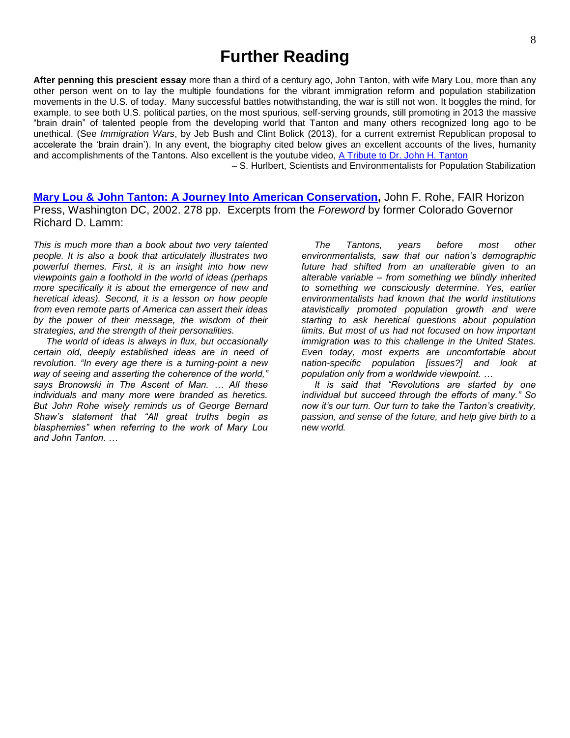# Further Reading

**After penning this prescient essay** more than a third of a century ago, John Tanton, with wife Mary Lou, more than any other person went on to lay the multiple foundations for the vibrant immigration reform and population stabilization movements in the U.S. of today. Many successful battles notwithstanding, the war is still not won. It boggles the mind, for example, to see both U.S. political parties, on the most spurious, self-serving grounds, still promoting in 2013 the massive "brain drain" of talented people from the developing world that Tanton and many others recognized long ago to be unethical. (See *Immigration Wars*, by Jeb Bush and Clint Bolick (2013), for a current extremist Republican proposal to accelerate the 'brain drain'). In any event, the biography cited below gives an excellent accounts of the lives, humanity and accomplishments of the Tantons. Also excellent is the youtube video, A Tribute to Dr. John H. Tanton

– S. Hurlbert, Scientists and Environmentalists for Population Stabilization

**Mary Lou & John Tanton: A Journey Into American Conservation,** John F. Rohe, FAIR Horizon Press, Washington DC, 2002. 278 pp. Excerpts from the *Foreword* by former Colorado Governor Richard D. Lamm:

*This is much more than a book about two very talented people. It is also a book that articulately illustrates two powerful themes. First, it is an insight into how new viewpoints gain a foothold in the world of ideas (perhaps more specifically it is about the emergence of new and heretical ideas). Second, it is a lesson on how people from even remote parts of America can assert their ideas by the power of their message, the wisdom of their strategies, and the strength of their personalities.*

*The world of ideas is always in flux, but occasionally certain old, deeply established ideas are in need of revolution. "In every age there is a turning-point a new way of seeing and asserting the coherence of the world," says Bronowski in The Ascent of Man. … All these individuals and many more were branded as heretics. But John Rohe wisely reminds us of George Bernard Shaw's statement that "All great truths begin as blasphemies" when referring to the work of Mary Lou and John Tanton. …*

*The Tantons, years before most other environmentalists, saw that our nation's demographic future had shifted from an unalterable given to an alterable variable – from something we blindly inherited to something we consciously determine. Yes, earlier environmentalists had known that the world institutions atavistically promoted population growth and were starting to ask heretical questions about population limits. But most of us had not focused on how important immigration was to this challenge in the United States. Even today, most experts are uncomfortable about nation-specific population [issues?] and look at population only from a worldwide viewpoint. …*

*It is said that "Revolutions are started by one individual but succeed through the efforts of many." So now it's our turn. Our turn to take the Tanton's creativity, passion, and sense of the future, and help give birth to a new world.*